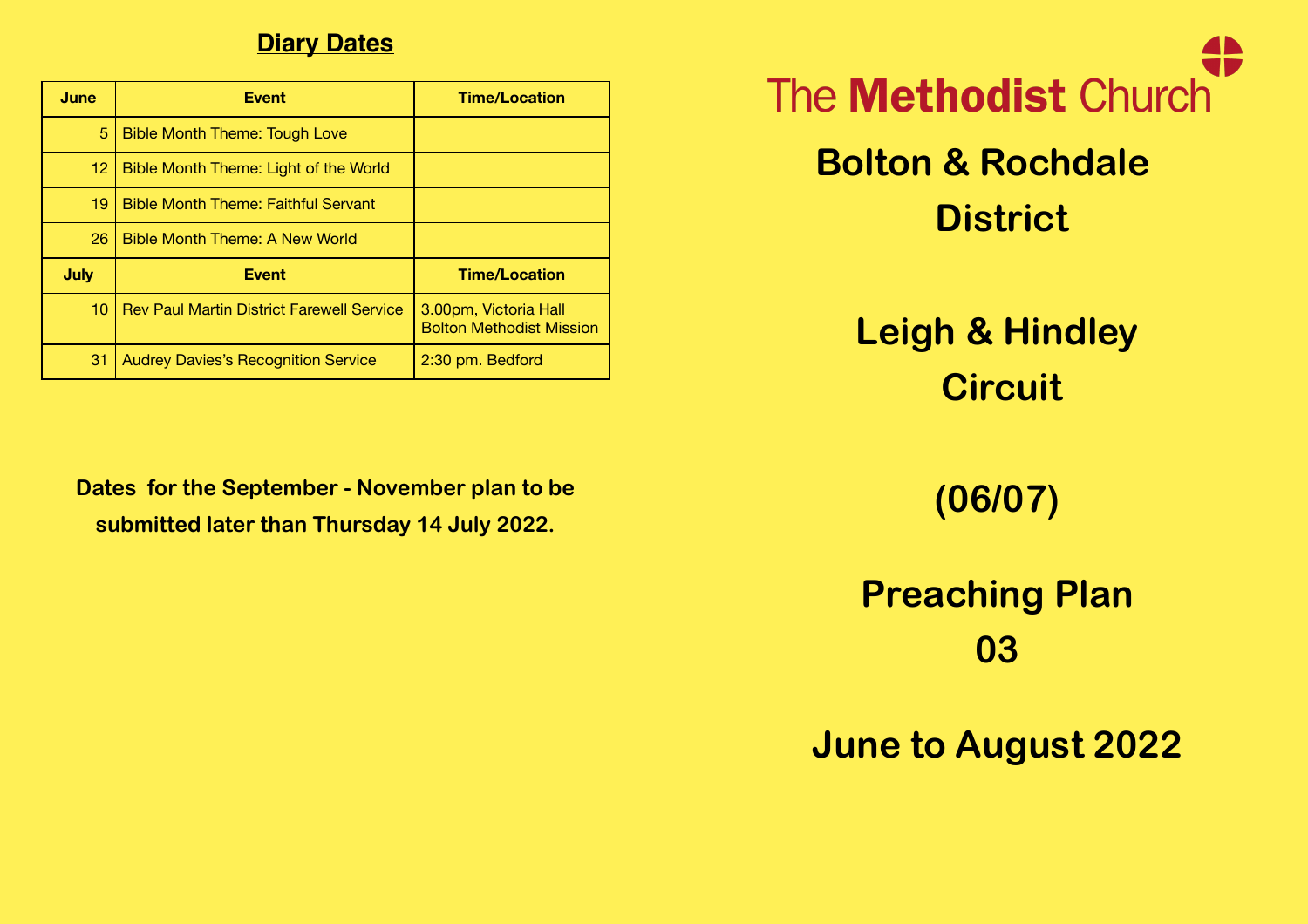## Diary Dates

| June | Event | Time/Location |
|---|---|---|
| 5 | Bible Month Theme: Tough Love | |
| 12 | Bible Month Theme: Light of the World | |
| 19 | Bible Month Theme: Faithful Servant | |
| 26 | Bible Month Theme: A New World | |
| **July** | **Event** | **Time/Location** |
| 10 | Rev Paul Martin District Farewell Service | 3.00pm, Victoria Hall Bolton Methodist Mission |
| 31 | Audrey Davies's Recognition Service | 2:30 pm. Bedford |

**Dates for the September - November plan to be submitted later than Thursday 14 July 2022.**

The **Methodist** Church

# Bolton & Rochdale District

# Leigh & Hindley Circuit

# (06/07)

# Preaching Plan 03

# June to August 2022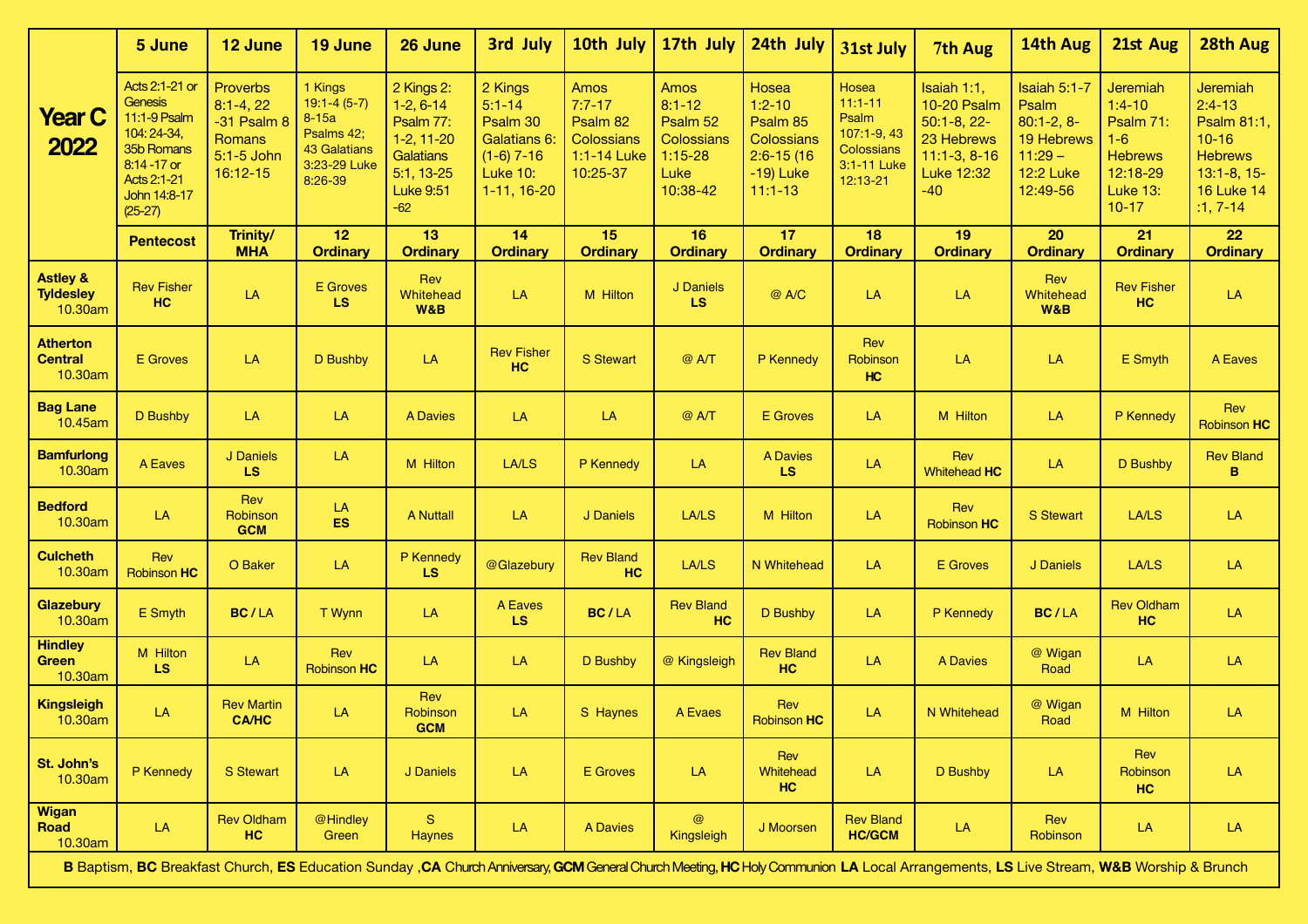| Year C 2022 | 5 June | 12 June | 19 June | 26 June | 3rd July | 10th July | 17th July | 24th July | 31st July | 7th Aug | 14th Aug | 21st Aug | 28th Aug |
|---|---|---|---|---|---|---|---|---|---|---|---|---|---|
| | Acts 2:1-21 or Genesis 11:1-9 Psalm 104: 24-34, 35b Romans 8:14 -17 or Acts 2:1-21 John 14:8-17 (25-27) | Proverbs 8:1-4, 22 -31 Psalm 8 Romans 5:1-5 John 16:12-15 | 1 Kings 19:1-4 (5-7) 8-15a Psalms 42; 43 Galatians 3:23-29 Luke 8:26-39 | 2 Kings 2: 1-2, 6-14 Psalm 77: 1-2, 11-20 Galatians 5:1, 13-25 Luke 9:51 -62 | 2 Kings 5:1-14 Psalm 30 Galatians 6: (1-6) 7-16 Luke 10: 1-11, 16-20 | Amos 7:7-17 Psalm 82 Colossians 1:1-14 Luke 10:25-37 | Amos 8:1-12 Psalm 52 Colossians 1:15-28 Luke 10:38-42 | Hosea 1:2-10 Psalm 85 Colossians 2:6-15 (16 -19) Luke 11:1-13 | Hosea 11:1-11 Psalm 107:1-9, 43 Colossians 3:1-11 Luke 12:13-21 | Isaiah 1:1, 10-20 Psalm 50:1-8, 22-23 Hebrews 11:1-3, 8-16 Luke 12:32 -40 | Isaiah 5:1-7 Psalm 80:1-2, 8-19 Hebrews 11:29 – 12:2 Luke 12:49-56 | Jeremiah 1:4-10 Psalm 71: 1-6 Hebrews 12:18-29 Luke 13: 10-17 | Jeremiah 2:4-13 Psalm 81:1, 10-16 Hebrews 13:1-8, 15-16 Luke 14 :1, 7-14 |
| | **Pentecost** | **Trinity/ MHA** | **12 Ordinary** | **13 Ordinary** | **14 Ordinary** | **15 Ordinary** | **16 Ordinary** | **17 Ordinary** | **18 Ordinary** | **19 Ordinary** | **20 Ordinary** | **21 Ordinary** | **22 Ordinary** |
| **Astley & Tyldesley** 10.30am | Rev Fisher **HC** | LA | E Groves **LS** | Rev Whitehead **W&B** | LA | M Hilton | J Daniels **LS** | @ A/C | LA | LA | Rev Whitehead **W&B** | Rev Fisher **HC** | LA |
| **Atherton Central** 10.30am | E Groves | LA | D Bushby | LA | Rev Fisher **HC** | S Stewart | @ A/T | P Kennedy | Rev Robinson **HC** | LA | LA | E Smyth | A Eaves |
| **Bag Lane** 10.45am | D Bushby | LA | LA | A Davies | LA | LA | @ A/T | E Groves | LA | M Hilton | LA | P Kennedy | Rev Robinson **HC** |
| **Bamfurlong** 10.30am | A Eaves | J Daniels **LS** | LA | M Hilton | LA/LS | P Kennedy | LA | A Davies **LS** | LA | Rev Whitehead **HC** | LA | D Bushby | Rev Bland **B** |
| **Bedford** 10.30am | LA | Rev Robinson **GCM** | LA **ES** | A Nuttall | LA | J Daniels | LA/LS | M Hilton | LA | Rev Robinson **HC** | S Stewart | LA/LS | LA |
| **Culcheth** 10.30am | Rev Robinson **HC** | O Baker | LA | P Kennedy **LS** | @Glazebury | Rev Bland **HC** | LA/LS | N Whitehead | LA | E Groves | J Daniels | LA/LS | LA |
| **Glazebury** 10.30am | E Smyth | **BC** / LA | T Wynn | LA | A Eaves **LS** | **BC** / LA | Rev Bland **HC** | D Bushby | LA | P Kennedy | **BC** / LA | Rev Oldham **HC** | LA |
| **Hindley Green** 10.30am | M Hilton **LS** | LA | Rev Robinson **HC** | LA | LA | D Bushby | @ Kingsleigh | Rev Bland **HC** | LA | A Davies | @ Wigan Road | LA | LA |
| **Kingsleigh** 10.30am | LA | Rev Martin **CA/HC** | LA | Rev Robinson **GCM** | LA | S Haynes | A Evaes | Rev Robinson **HC** | LA | N Whitehead | @ Wigan Road | M Hilton | LA |
| **St. John's** 10.30am | P Kennedy | S Stewart | LA | J Daniels | LA | E Groves | LA | Rev Whitehead **HC** | LA | D Bushby | LA | Rev Robinson **HC** | LA |
| **Wigan Road** 10.30am | LA | Rev Oldham **HC** | @Hindley Green | S Haynes | LA | A Davies | @ Kingsleigh | J Moorsen | Rev Bland **HC/GCM** | LA | Rev Robinson | LA | LA |

**B** Baptism, **BC** Breakfast Church, **ES** Education Sunday ,**CA** Church Anniversary, **GCM** General Church Meeting, **HC** Holy Communion **LA** Local Arrangements, **LS** Live Stream, **W&B** Worship & Brunch